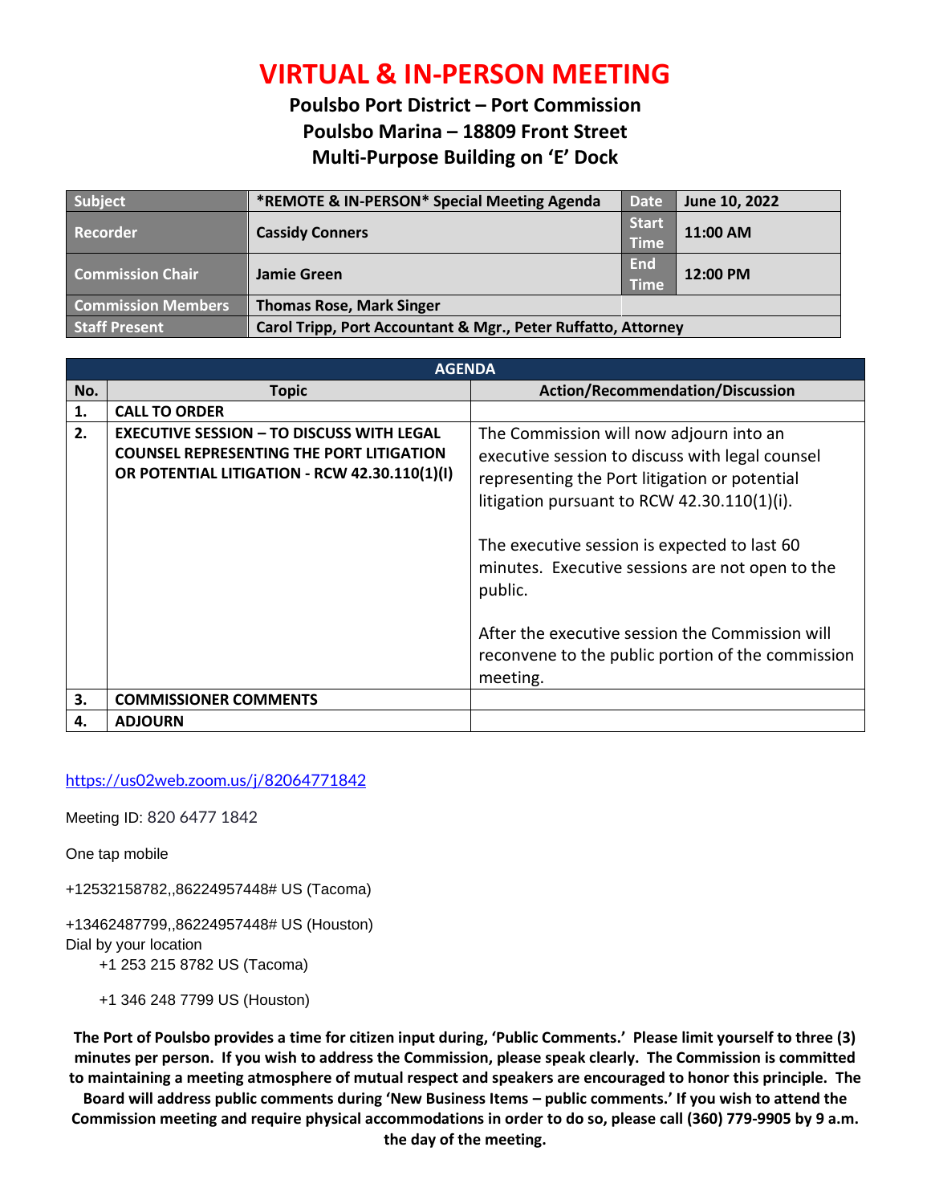# VIRTUAL & IN-PERSON MEETING

**Poulsbo Port District – Port Commission**
**Poulsbo Marina – 18809 Front Street**
**Multi-Purpose Building on 'E' Dock**

| Subject | *REMOTE & IN-PERSON* Special Meeting Agenda | Date | June 10, 2022 |
|---|---|---|---|
| Recorder | Cassidy Conners | Start Time | 11:00 AM |
| Commission Chair | Jamie Green | End Time | 12:00 PM |
| Commission Members | Thomas Rose, Mark Singer | | |
| Staff Present | Carol Tripp, Port Accountant & Mgr., Peter Ruffatto, Attorney | | |

| AGENDA | | |
|---|---|---|
| **No.** | **Topic** | **Action/Recommendation/Discussion** |
| **1.** | **CALL TO ORDER** | |
| **2.** | **EXECUTIVE SESSION – TO DISCUSS WITH LEGAL COUNSEL REPRESENTING THE PORT LITIGATION OR POTENTIAL LITIGATION - RCW 42.30.110(1)(I)** | The Commission will now adjourn into an executive session to discuss with legal counsel representing the Port litigation or potential litigation pursuant to RCW 42.30.110(1)(i). The executive session is expected to last 60 minutes. Executive sessions are not open to the public. After the executive session the Commission will reconvene to the public portion of the commission meeting. |
| **3.** | **COMMISSIONER COMMENTS** | |
| **4.** | **ADJOURN** | |

https://us02web.zoom.us/j/82064771842

Meeting ID: 820 6477 1842

One tap mobile

+12532158782,,86224957448# US (Tacoma)

+13462487799,,86224957448# US (Houston)

Dial by your location

+1 253 215 8782 US (Tacoma)

+1 346 248 7799 US (Houston)

**The Port of Poulsbo provides a time for citizen input during, 'Public Comments.' Please limit yourself to three (3) minutes per person. If you wish to address the Commission, please speak clearly. The Commission is committed to maintaining a meeting atmosphere of mutual respect and speakers are encouraged to honor this principle. The Board will address public comments during 'New Business Items – public comments.' If you wish to attend the Commission meeting and require physical accommodations in order to do so, please call (360) 779-9905 by 9 a.m. the day of the meeting.**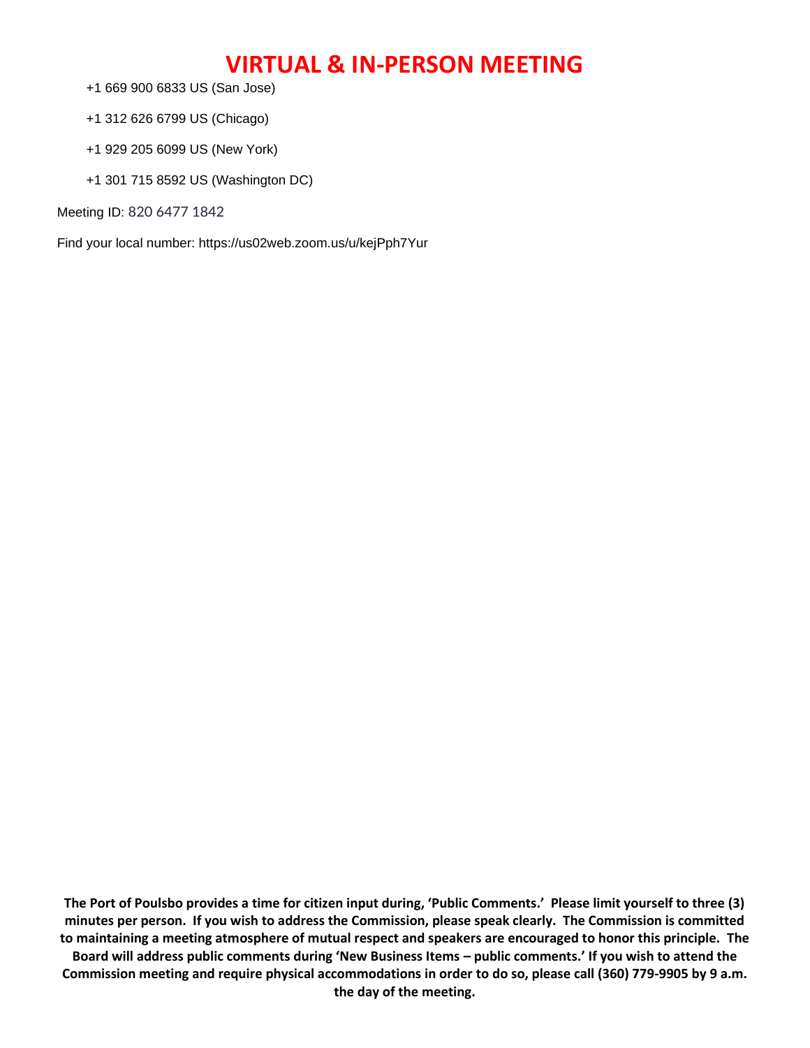# VIRTUAL & IN-PERSON MEETING

+1 669 900 6833 US (San Jose)

+1 312 626 6799 US (Chicago)

+1 929 205 6099 US (New York)

+1 301 715 8592 US (Washington DC)

Meeting ID: 820 6477 1842

Find your local number: https://us02web.zoom.us/u/kejPph7Yur

**The Port of Poulsbo provides a time for citizen input during, 'Public Comments.' Please limit yourself to three (3) minutes per person. If you wish to address the Commission, please speak clearly. The Commission is committed to maintaining a meeting atmosphere of mutual respect and speakers are encouraged to honor this principle. The Board will address public comments during 'New Business Items – public comments.' If you wish to attend the Commission meeting and require physical accommodations in order to do so, please call (360) 779-9905 by 9 a.m. the day of the meeting.**